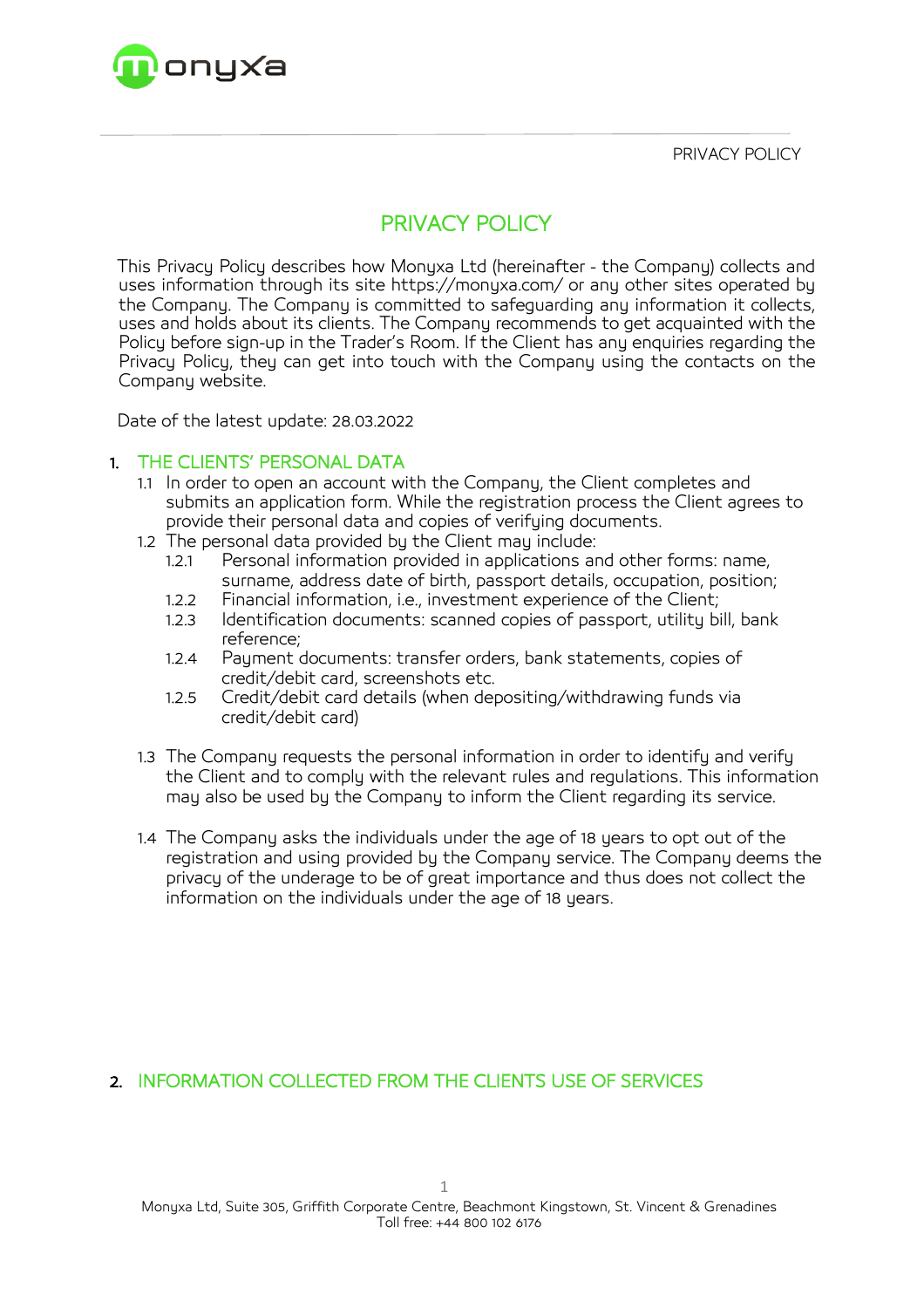# PRIVACY POLICY

This Privacy Policy describes how Monyxa Ltd (hereinafter - the Company) collects and uses information through its site https://monyxa.com/ or any other sites operated by the Company. The Company is committed to safeguarding any information it collects, uses and holds about its clients. The Company recommends to get acquainted with the Policy before sign-up in the Trader's Room. If the Client has any enquiries regarding the Privacy Policy, they can get into touch with the Company using the contacts on the Company website.

Date of the latest update: 28.03.2022

## 1. THE CLIENTS' PERSONAL DATA

1.1 In order to open an account with the Company, the Client completes and submits an application form. While the registration process the Client agrees to provide their personal data and copies of verifying documents.

1.2 The personal data provided by the Client may include:

- 1.2.1 Personal information provided in applications and other forms: name, surname, address date of birth, passport details, occupation, position;
- 1.2.2 Financial information, i.e., investment experience of the Client;
- 1.2.3 Identification documents: scanned copies of passport, utility bill, bank reference;
- 1.2.4 Payment documents: transfer orders, bank statements, copies of credit/debit card, screenshots etc.
- 1.2.5 Credit/debit card details (when depositing/withdrawing funds via credit/debit card)

1.3 The Company requests the personal information in order to identify and verify the Client and to comply with the relevant rules and regulations. This information may also be used by the Company to inform the Client regarding its service.

1.4 The Company asks the individuals under the age of 18 years to opt out of the registration and using provided by the Company service. The Company deems the privacy of the underage to be of great importance and thus does not collect the information on the individuals under the age of 18 years.

## 2. INFORMATION COLLECTED FROM THE CLIENTS USE OF SERVICES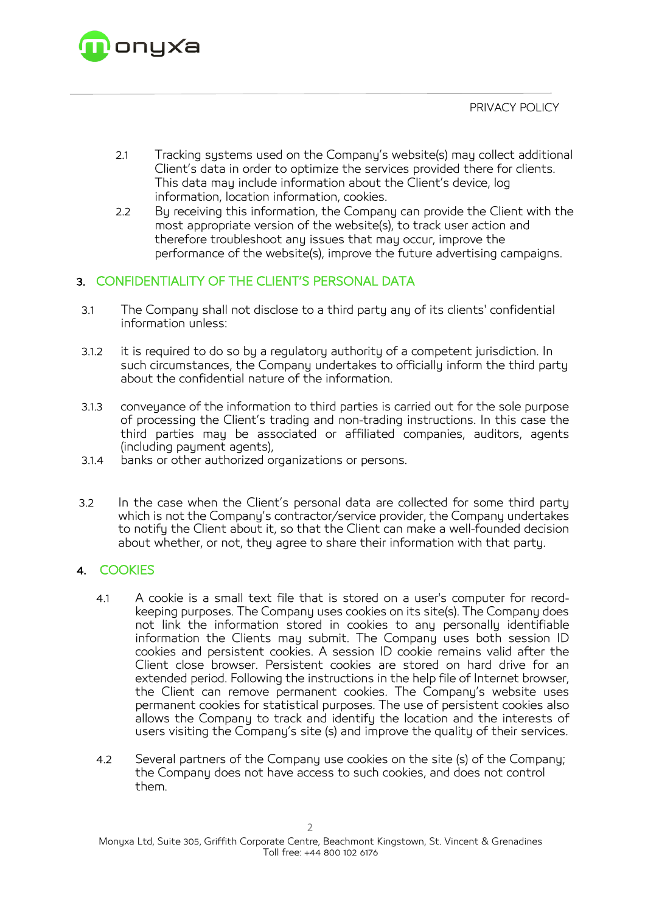2.1 Tracking systems used on the Company's website(s) may collect additional Client's data in order to optimize the services provided there for clients. This data may include information about the Client's device, log information, location information, cookies.

2.2 By receiving this information, the Company can provide the Client with the most appropriate version of the website(s), to track user action and therefore troubleshoot any issues that may occur, improve the performance of the website(s), improve the future advertising campaigns.

## 3. CONFIDENTIALITY OF THE CLIENT'S PERSONAL DATA

3.1 The Company shall not disclose to a third party any of its clients' confidential information unless:

3.1.2 it is required to do so by a regulatory authority of a competent jurisdiction. In such circumstances, the Company undertakes to officially inform the third party about the confidential nature of the information.

3.1.3 conveyance of the information to third parties is carried out for the sole purpose of processing the Client's trading and non-trading instructions. In this case the third parties may be associated or affiliated companies, auditors, agents (including payment agents),

3.1.4 banks or other authorized organizations or persons.

3.2 In the case when the Client's personal data are collected for some third party which is not the Company's contractor/service provider, the Company undertakes to notify the Client about it, so that the Client can make a well-founded decision about whether, or not, they agree to share their information with that party.

## 4. COOKIES

4.1 A cookie is a small text file that is stored on a user's computer for record-keeping purposes. The Company uses cookies on its site(s). The Company does not link the information stored in cookies to any personally identifiable information the Clients may submit. The Company uses both session ID cookies and persistent cookies. A session ID cookie remains valid after the Client close browser. Persistent cookies are stored on hard drive for an extended period. Following the instructions in the help file of Internet browser, the Client can remove permanent cookies. The Company's website uses permanent cookies for statistical purposes. The use of persistent cookies also allows the Company to track and identify the location and the interests of users visiting the Company's site (s) and improve the quality of their services.

4.2 Several partners of the Company use cookies on the site (s) of the Company; the Company does not have access to such cookies, and does not control them.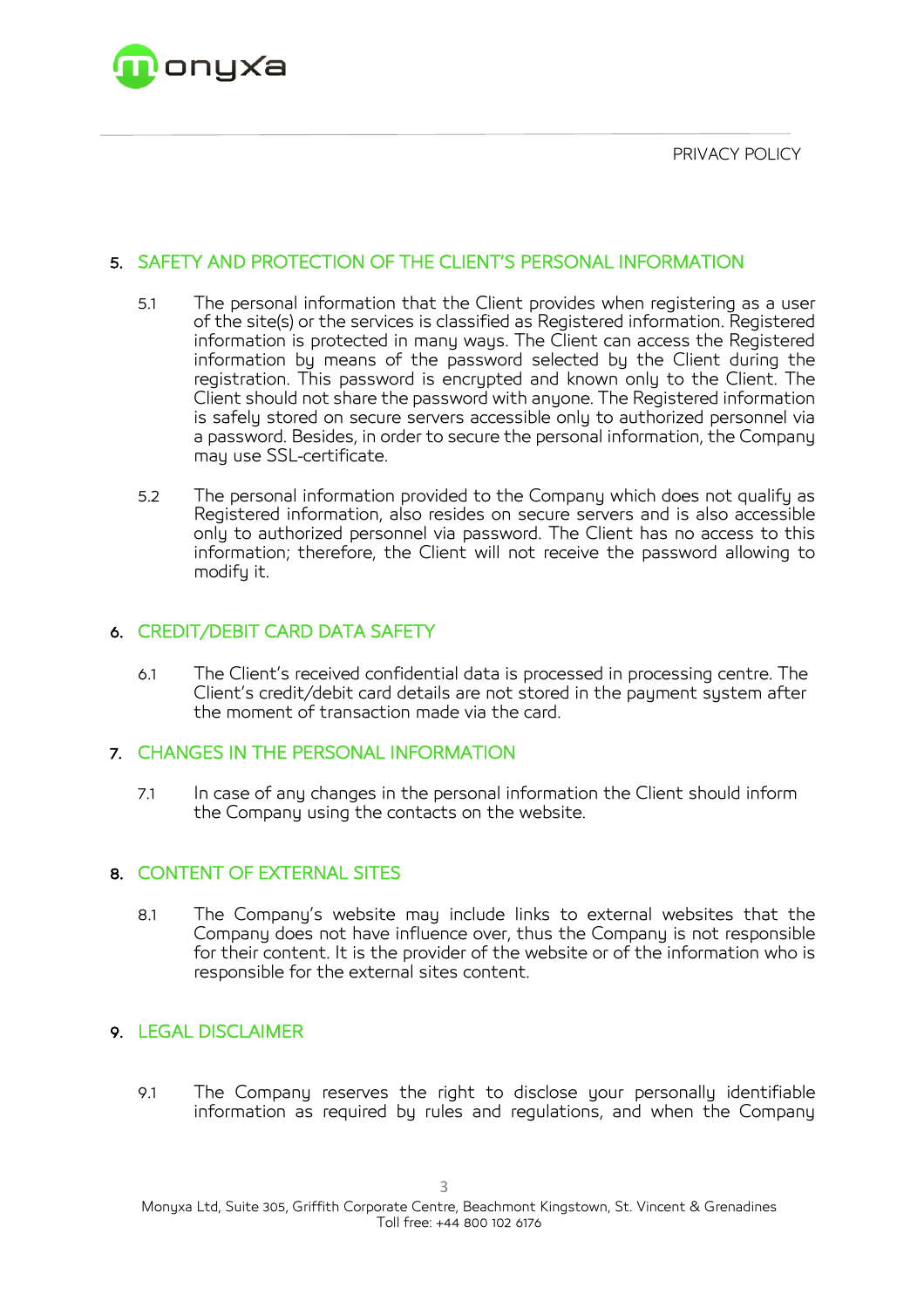## 5. SAFETY AND PROTECTION OF THE CLIENT'S PERSONAL INFORMATION

5.1 The personal information that the Client provides when registering as a user of the site(s) or the services is classified as Registered information. Registered information is protected in many ways. The Client can access the Registered information by means of the password selected by the Client during the registration. This password is encrypted and known only to the Client. The Client should not share the password with anyone. The Registered information is safely stored on secure servers accessible only to authorized personnel via a password. Besides, in order to secure the personal information, the Company may use SSL-certificate.

5.2 The personal information provided to the Company which does not qualify as Registered information, also resides on secure servers and is also accessible only to authorized personnel via password. The Client has no access to this information; therefore, the Client will not receive the password allowing to modify it.

## 6. CREDIT/DEBIT CARD DATA SAFETY

6.1 The Client's received confidential data is processed in processing centre. The Client's credit/debit card details are not stored in the payment system after the moment of transaction made via the card.

## 7. CHANGES IN THE PERSONAL INFORMATION

7.1 In case of any changes in the personal information the Client should inform the Company using the contacts on the website.

## 8. CONTENT OF EXTERNAL SITES

8.1 The Company's website may include links to external websites that the Company does not have influence over, thus the Company is not responsible for their content. It is the provider of the website or of the information who is responsible for the external sites content.

## 9. LEGAL DISCLAIMER

9.1 The Company reserves the right to disclose your personally identifiable information as required by rules and regulations, and when the Company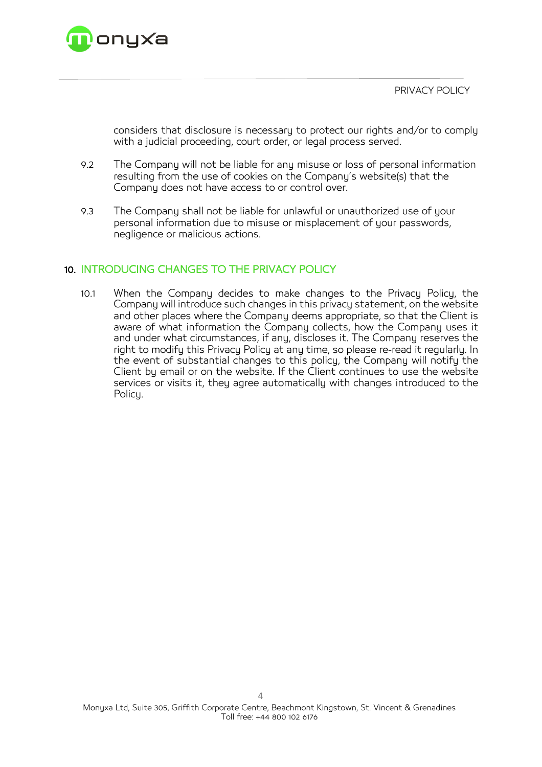considers that disclosure is necessary to protect our rights and/or to comply with a judicial proceeding, court order, or legal process served.

9.2 The Company will not be liable for any misuse or loss of personal information resulting from the use of cookies on the Company's website(s) that the Company does not have access to or control over.

9.3 The Company shall not be liable for unlawful or unauthorized use of your personal information due to misuse or misplacement of your passwords, negligence or malicious actions.

## 10. INTRODUCING CHANGES TO THE PRIVACY POLICY

10.1 When the Company decides to make changes to the Privacy Policy, the Company will introduce such changes in this privacy statement, on the website and other places where the Company deems appropriate, so that the Client is aware of what information the Company collects, how the Company uses it and under what circumstances, if any, discloses it. The Company reserves the right to modify this Privacy Policy at any time, so please re-read it regularly. In the event of substantial changes to this policy, the Company will notify the Client by email or on the website. If the Client continues to use the website services or visits it, they agree automatically with changes introduced to the Policy.